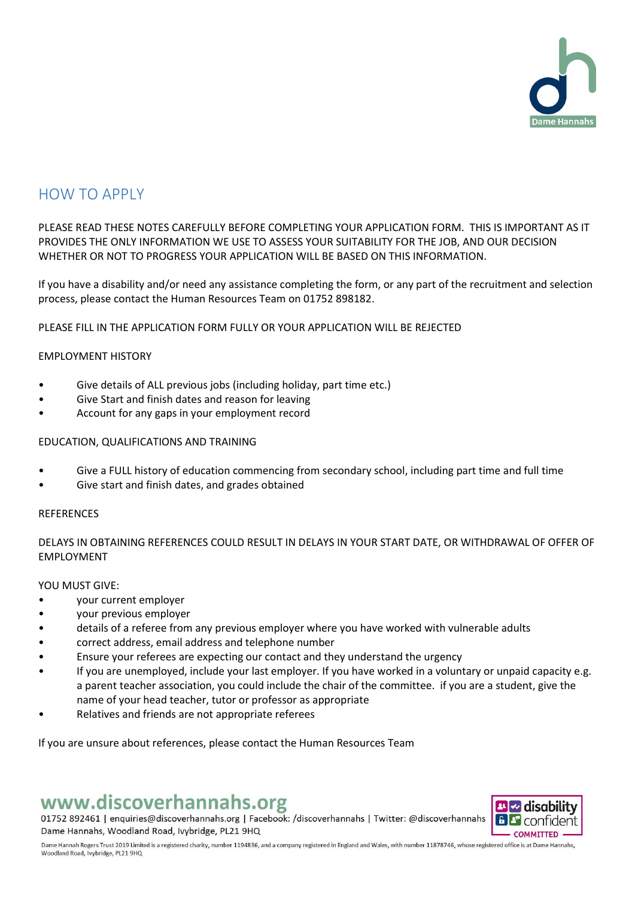# HOW TO APPLY

PLEASE READ THESE NOTES CAREFULLY BEFORE COMPLETING YOUR APPLICATION FORM. THIS IS IMPORTANT AS IT PROVIDES THE ONLY INFORMATION WE USE TO ASSESS YOUR SUITABILITY FOR THE JOB, AND OUR DECISION WHETHER OR NOT TO PROGRESS YOUR APPLICATION WILL BE BASED ON THIS INFORMATION.

If you have a disability and/or need any assistance completing the form, or any part of the recruitment and selection process, please contact the Human Resources Team on 01752 898182.

PLEASE FILL IN THE APPLICATION FORM FULLY OR YOUR APPLICATION WILL BE REJECTED

EMPLOYMENT HISTORY

- Give details of ALL previous jobs (including holiday, part time etc.)
- Give Start and finish dates and reason for leaving
- Account for any gaps in your employment record

EDUCATION, QUALIFICATIONS AND TRAINING

- Give a FULL history of education commencing from secondary school, including part time and full time
- Give start and finish dates, and grades obtained

REFERENCES

DELAYS IN OBTAINING REFERENCES COULD RESULT IN DELAYS IN YOUR START DATE, OR WITHDRAWAL OF OFFER OF EMPLOYMENT

YOU MUST GIVE:

- your current employer
- your previous employer
- details of a referee from any previous employer where you have worked with vulnerable adults
- correct address, email address and telephone number
- Ensure your referees are expecting our contact and they understand the urgency
- If you are unemployed, include your last employer. If you have worked in a voluntary or unpaid capacity e.g. a parent teacher association, you could include the chair of the committee. if you are a student, give the name of your head teacher, tutor or professor as appropriate
- Relatives and friends are not appropriate referees

If you are unsure about references, please contact the Human Resources Team

www.discoverhannahs.org

01752 892461 | enquiries@discoverhannahs.org | Facebook: /discoverhannahs | Twitter: @discoverhannahs

Dame Hannahs, Woodland Road, Ivybridge, PL21 9HQ

Dame Hannah Rogers Trust 2019 Limited is a registered charity, number 1194836, and a company registered in England and Wales, with number 11878746, whose registered office is at Dame Hannahs, Woodland Road, Ivybridge, PL21 9HQ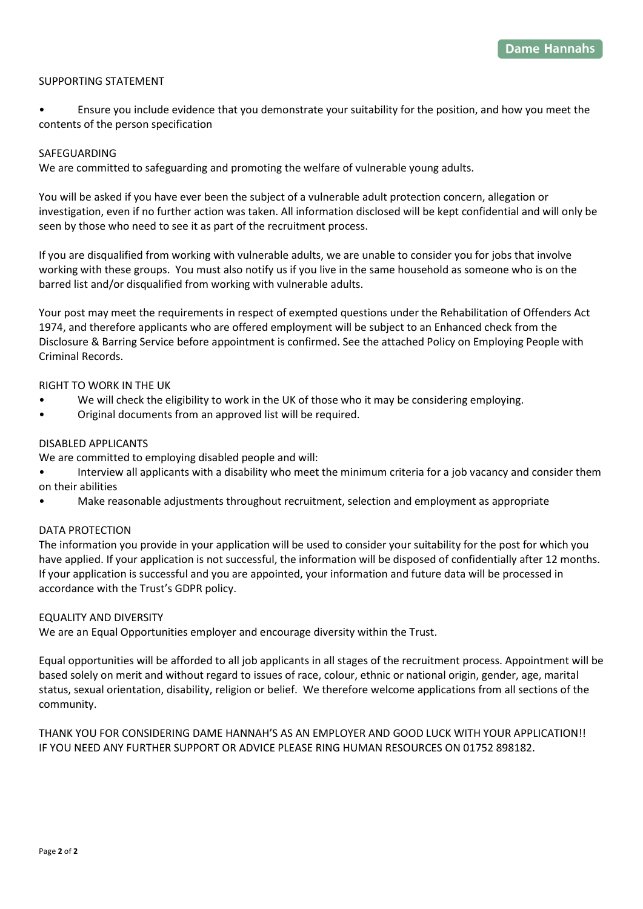## SUPPORTING STATEMENT

- Ensure you include evidence that you demonstrate your suitability for the position, and how you meet the contents of the person specification

## SAFEGUARDING

We are committed to safeguarding and promoting the welfare of vulnerable young adults.

You will be asked if you have ever been the subject of a vulnerable adult protection concern, allegation or investigation, even if no further action was taken. All information disclosed will be kept confidential and will only be seen by those who need to see it as part of the recruitment process.

If you are disqualified from working with vulnerable adults, we are unable to consider you for jobs that involve working with these groups. You must also notify us if you live in the same household as someone who is on the barred list and/or disqualified from working with vulnerable adults.

Your post may meet the requirements in respect of exempted questions under the Rehabilitation of Offenders Act 1974, and therefore applicants who are offered employment will be subject to an Enhanced check from the Disclosure & Barring Service before appointment is confirmed. See the attached Policy on Employing People with Criminal Records.

## RIGHT TO WORK IN THE UK

- We will check the eligibility to work in the UK of those who it may be considering employing.
- Original documents from an approved list will be required.

## DISABLED APPLICANTS

We are committed to employing disabled people and will:

- Interview all applicants with a disability who meet the minimum criteria for a job vacancy and consider them on their abilities
- Make reasonable adjustments throughout recruitment, selection and employment as appropriate

## DATA PROTECTION

The information you provide in your application will be used to consider your suitability for the post for which you have applied. If your application is not successful, the information will be disposed of confidentially after 12 months. If your application is successful and you are appointed, your information and future data will be processed in accordance with the Trust's GDPR policy.

## EQUALITY AND DIVERSITY

We are an Equal Opportunities employer and encourage diversity within the Trust.

Equal opportunities will be afforded to all job applicants in all stages of the recruitment process. Appointment will be based solely on merit and without regard to issues of race, colour, ethnic or national origin, gender, age, marital status, sexual orientation, disability, religion or belief. We therefore welcome applications from all sections of the community.

THANK YOU FOR CONSIDERING DAME HANNAH'S AS AN EMPLOYER AND GOOD LUCK WITH YOUR APPLICATION!!
IF YOU NEED ANY FURTHER SUPPORT OR ADVICE PLEASE RING HUMAN RESOURCES ON 01752 898182.